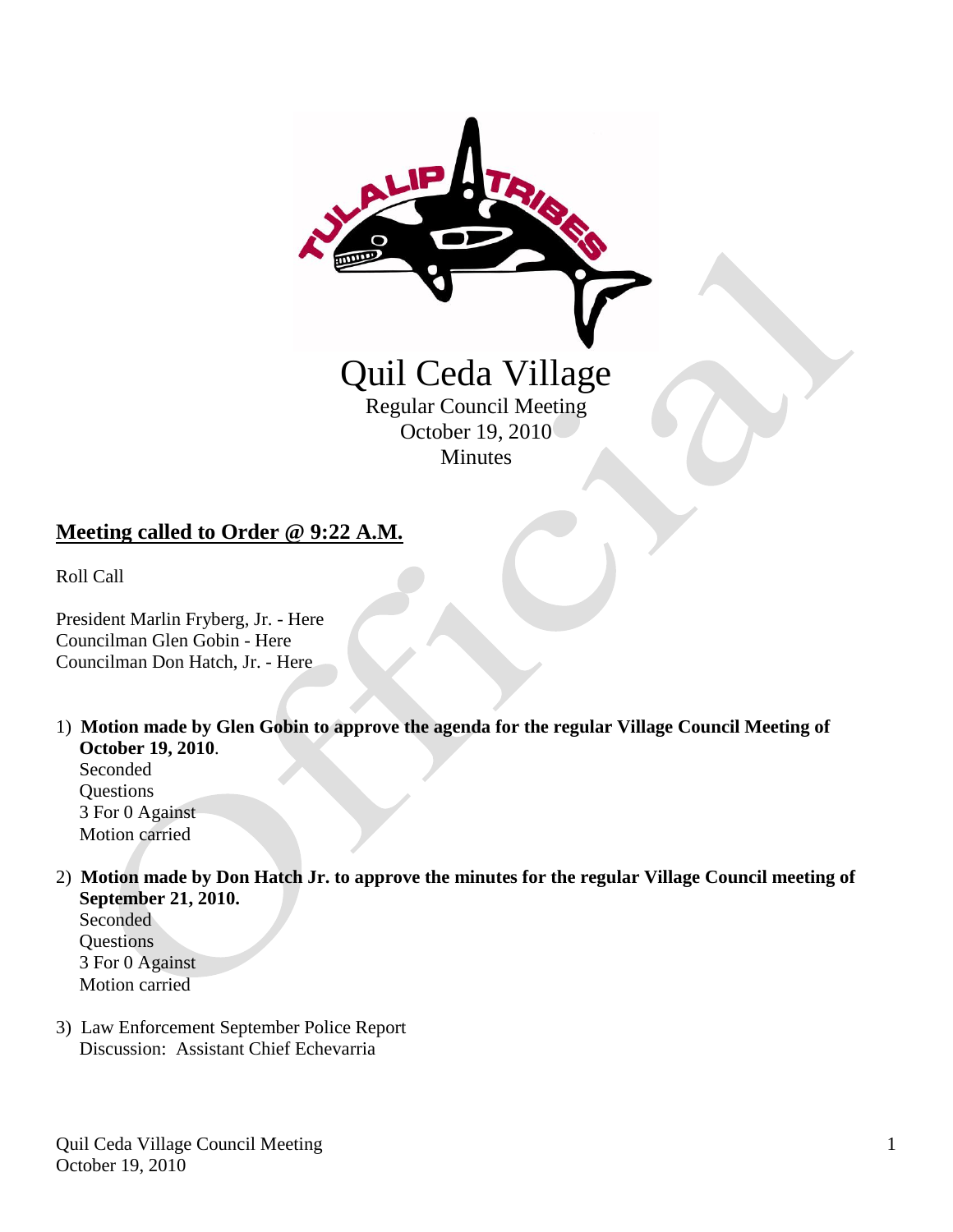# Quil Ceda Village

Regular Council Meeting
October 19, 2010
Minutes

## Meeting called to Order @ 9:22 A.M.

Roll Call

President Marlin Fryberg, Jr. - Here
Councilman Glen Gobin - Here
Councilman Don Hatch, Jr. - Here

1) **Motion made by Glen Gobin to approve the agenda for the regular Village Council Meeting of October 19, 2010**.
   Seconded
   Questions
   3 For 0 Against
   Motion carried

2) **Motion made by Don Hatch Jr. to approve the minutes for the regular Village Council meeting of September 21, 2010.**
   Seconded
   Questions
   3 For 0 Against
   Motion carried

3) Law Enforcement September Police Report
   Discussion: Assistant Chief Echevarria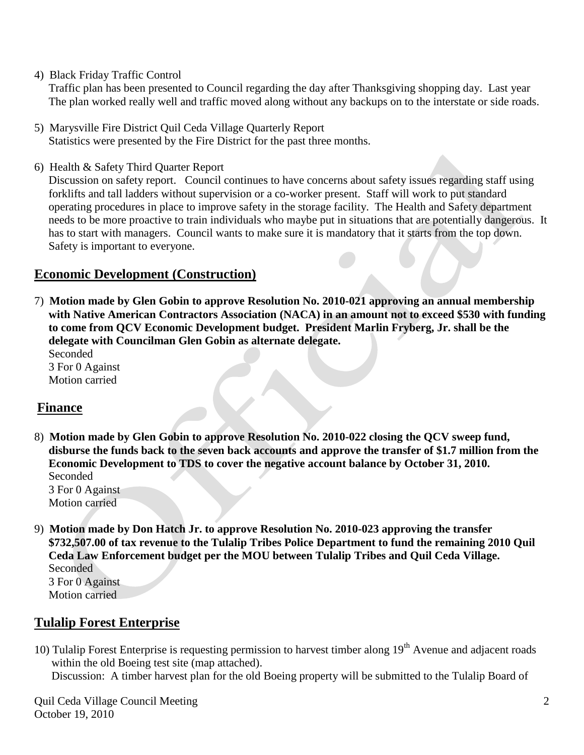4) Black Friday Traffic Control

Traffic plan has been presented to Council regarding the day after Thanksgiving shopping day. Last year The plan worked really well and traffic moved along without any backups on to the interstate or side roads.

5) Marysville Fire District Quil Ceda Village Quarterly Report

Statistics were presented by the Fire District for the past three months.

6) Health & Safety Third Quarter Report

Discussion on safety report. Council continues to have concerns about safety issues regarding staff using forklifts and tall ladders without supervision or a co-worker present. Staff will work to put standard operating procedures in place to improve safety in the storage facility. The Health and Safety department needs to be more proactive to train individuals who maybe put in situations that are potentially dangerous. It has to start with managers. Council wants to make sure it is mandatory that it starts from the top down. Safety is important to everyone.

## Economic Development (Construction)

7) **Motion made by Glen Gobin to approve Resolution No. 2010-021 approving an annual membership with Native American Contractors Association (NACA) in an amount not to exceed $530 with funding to come from QCV Economic Development budget. President Marlin Fryberg, Jr. shall be the delegate with Councilman Glen Gobin as alternate delegate.**

Seconded
3 For 0 Against
Motion carried

## Finance

8) **Motion made by Glen Gobin to approve Resolution No. 2010-022 closing the QCV sweep fund, disburse the funds back to the seven back accounts and approve the transfer of $1.7 million from the Economic Development to TDS to cover the negative account balance by October 31, 2010.**

Seconded
3 For 0 Against
Motion carried

9) **Motion made by Don Hatch Jr. to approve Resolution No. 2010-023 approving the transfer $732,507.00 of tax revenue to the Tulalip Tribes Police Department to fund the remaining 2010 Quil Ceda Law Enforcement budget per the MOU between Tulalip Tribes and Quil Ceda Village.**

Seconded
3 For 0 Against
Motion carried

## Tulalip Forest Enterprise

10) Tulalip Forest Enterprise is requesting permission to harvest timber along 19th Avenue and adjacent roads within the old Boeing test site (map attached).

Discussion: A timber harvest plan for the old Boeing property will be submitted to the Tulalip Board of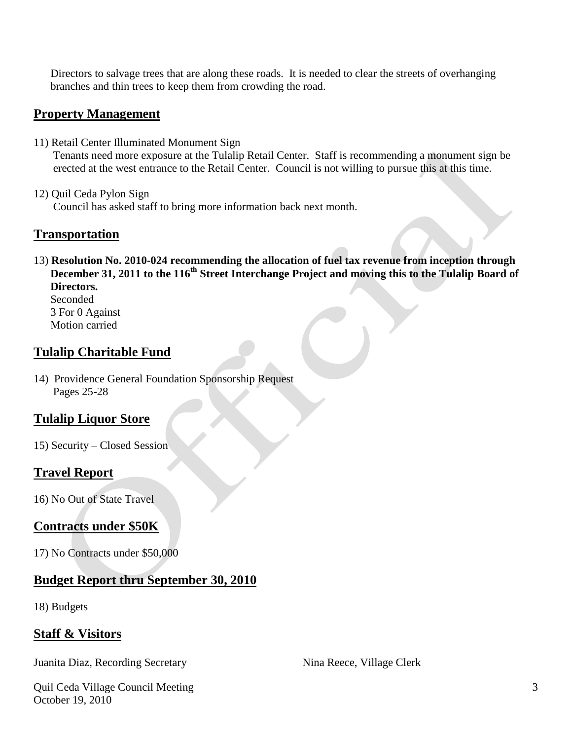Directors to salvage trees that are along these roads. It is needed to clear the streets of overhanging branches and thin trees to keep them from crowding the road.

## Property Management

11) Retail Center Illuminated Monument Sign
Tenants need more exposure at the Tulalip Retail Center. Staff is recommending a monument sign be erected at the west entrance to the Retail Center. Council is not willing to pursue this at this time.

12) Quil Ceda Pylon Sign
Council has asked staff to bring more information back next month.

## Transportation

13) **Resolution No. 2010-024 recommending the allocation of fuel tax revenue from inception through December 31, 2011 to the 116th Street Interchange Project and moving this to the Tulalip Board of Directors.**
Seconded
3 For 0 Against
Motion carried

## Tulalip Charitable Fund

14) Providence General Foundation Sponsorship Request
Pages 25-28

## Tulalip Liquor Store

15) Security – Closed Session

## Travel Report

16) No Out of State Travel

## Contracts under $50K

17) No Contracts under $50,000

## Budget Report thru September 30, 2010

18) Budgets

## Staff & Visitors

Juanita Diaz, Recording Secretary

Nina Reece, Village Clerk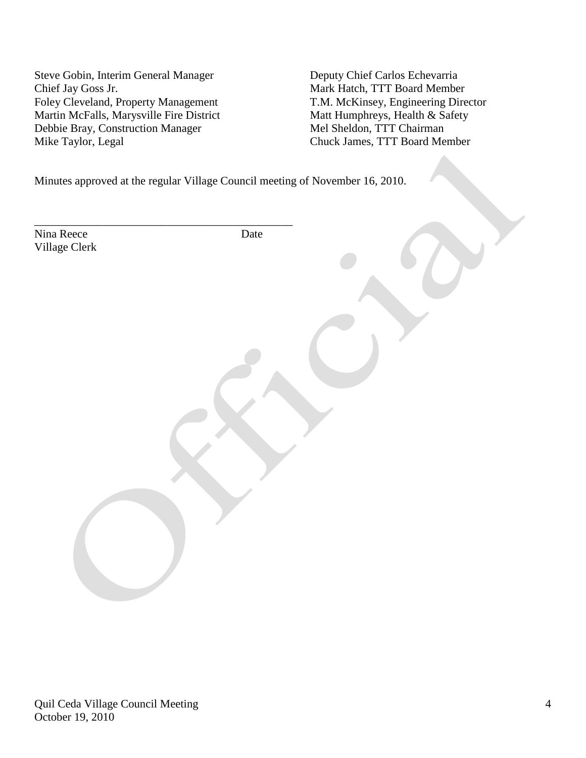Steve Gobin, Interim General Manager
Chief Jay Goss Jr.
Foley Cleveland, Property Management
Martin McFalls, Marysville Fire District
Debbie Bray, Construction Manager
Mike Taylor, Legal
Deputy Chief Carlos Echevarria
Mark Hatch, TTT Board Member
T.M. McKinsey, Engineering Director
Matt Humphreys, Health & Safety
Mel Sheldon, TTT Chairman
Chuck James, TTT Board Member

Minutes approved at the regular Village Council meeting of November 16, 2010.

_______________________________________________

Nina Reece                                        Date
Village Clerk